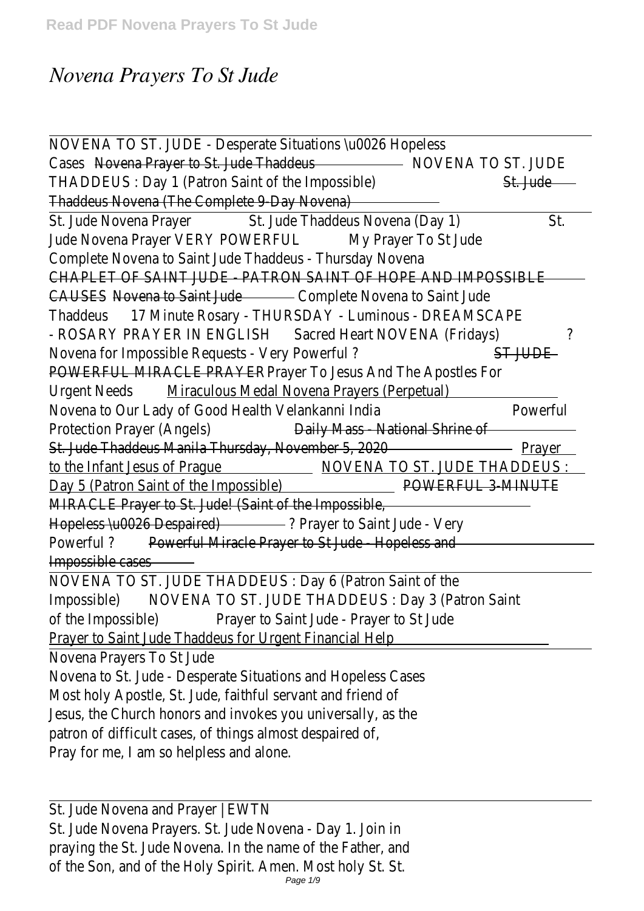# *Novena Prayers To St Jude*

NOVENA TO ST. JUDE - Desperate Situations \u0026 Hopeless Cases Novena Prayer to St. Jude Thaddeus NOVENA TO ST. JUDE THADDEUS : Day 1 (Patron Saint of the Impossible) St. Jude Thaddeus Novena (The Complete 9-Day Novena)

St. Jude Novena Prayer St. Jude Thaddeus Novena (Day 1) St. Jude Novena Prayer VERY POWERFUL My Prayer To St Jude Complete Novena to Saint Jude Thaddeus - Thursday Novena CHAPLET OF SAINT JUDE - PATRON SAINT OF HOPE AND IMPOSSIBLE CAUSES Novena to Saint Jude Complete Novena to Saint Jude Thaddeus 17 Minute Rosary - THURSDAY - Luminous - DREAMSCAPE - ROSARY PRAYER IN ENGLISH Sacred Heart NOVENA (Fridays) ? Novena for Impossible Requests - Very Powerful ? ST JUDE POWERFUL MIRACLE PRAYER Prayer To Jesus And The Apostles For Urgent Needs Miraculous Medal Novena Prayers (Perpetual) Novena to Our Lady of Good Health Velankanni India Powerful Protection Prayer (Angels) Daily Mass - National Shrine of St. Jude Thaddeus Manila Thursday, November 5, 2020 Prayer to the Infant Jesus of Prague NOVENA TO ST. JUDE THADDEUS : Day 5 (Patron Saint of the Impossible) POWERFUL 3-MINUTE MIRACLE Prayer to St. Jude! (Saint of the Impossible, Hopeless \u0026 Despaired) ? Prayer to Saint Jude - Very Powerful ? Powerful Miracle Prayer to St Jude - Hopeless and Impossible cases

NOVENA TO ST. JUDE THADDEUS : Day 6 (Patron Saint of the Impossible) NOVENA TO ST. JUDE THADDEUS : Day 3 (Patron Saint of the Impossible) Prayer to Saint Jude - Prayer to St Jude Prayer to Saint Jude Thaddeus for Urgent Financial Help

Novena Prayers To St Jude

Novena to St. Jude - Desperate Situations and Hopeless Cases Most holy Apostle, St. Jude, faithful servant and friend of Jesus, the Church honors and invokes you universally, as the patron of difficult cases, of things almost despaired of, Pray for me, I am so helpless and alone.

St. Jude Novena and Prayer | EWTN

St. Jude Novena Prayers. St. Jude Novena - Day 1. Join in praying the St. Jude Novena. In the name of the Father, and of the Son, and of the Holy Spirit. Amen. Most holy St. St.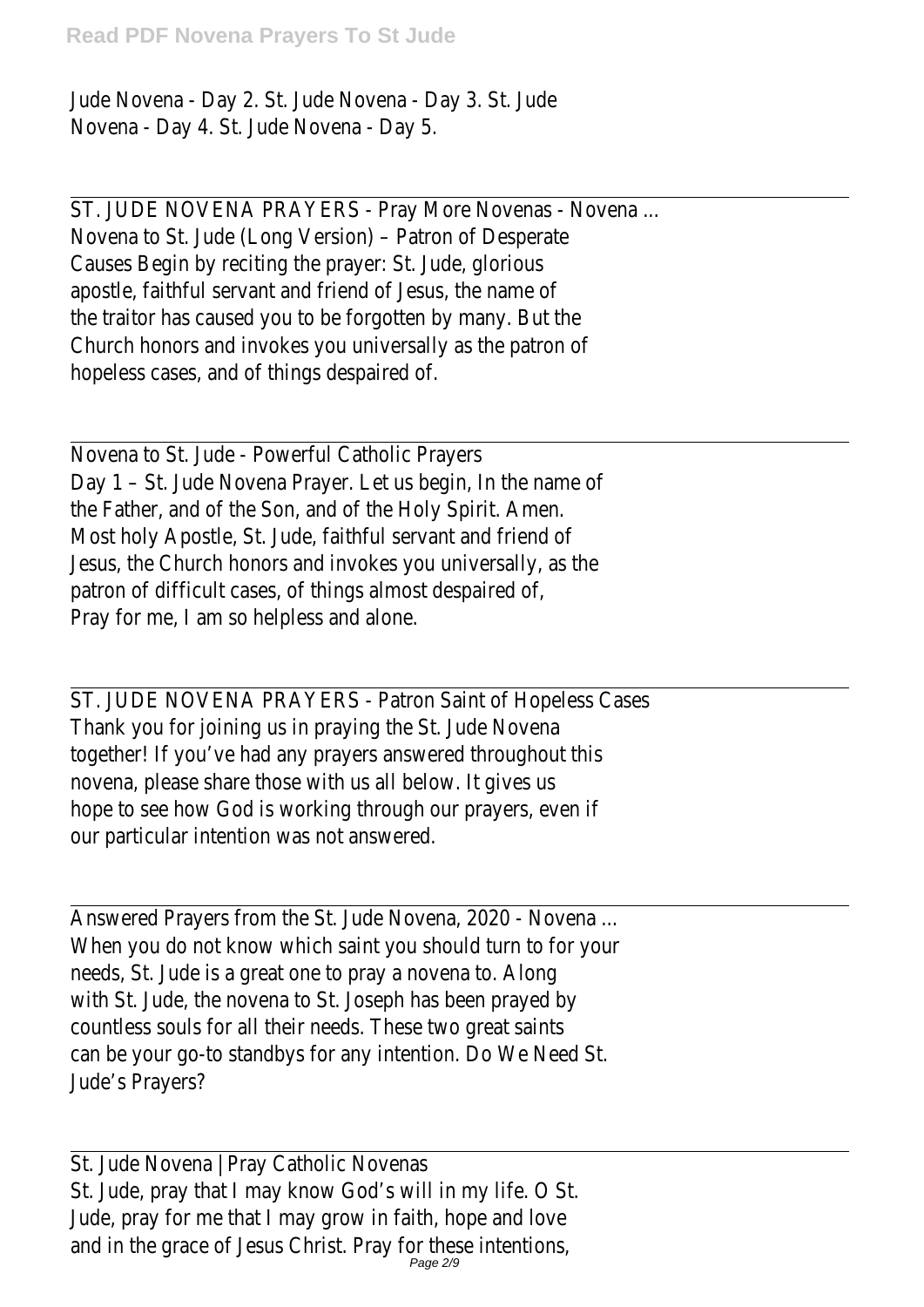Jude Novena - Day 2. St. Jude Novena - Day 3. St. Jude Novena - Day 4. St. Jude Novena - Day 5.

---

ST. JUDE NOVENA PRAYERS - Pray More Novenas - Novena ...
Novena to St. Jude (Long Version) – Patron of Desperate Causes Begin by reciting the prayer: St. Jude, glorious apostle, faithful servant and friend of Jesus, the name of the traitor has caused you to be forgotten by many. But the Church honors and invokes you universally as the patron of hopeless cases, and of things despaired of.

---

Novena to St. Jude - Powerful Catholic Prayers
Day 1 – St. Jude Novena Prayer. Let us begin, In the name of the Father, and of the Son, and of the Holy Spirit. Amen. Most holy Apostle, St. Jude, faithful servant and friend of Jesus, the Church honors and invokes you universally, as the patron of difficult cases, of things almost despaired of, Pray for me, I am so helpless and alone.

---

ST. JUDE NOVENA PRAYERS - Patron Saint of Hopeless Cases
Thank you for joining us in praying the St. Jude Novena together! If you've had any prayers answered throughout this novena, please share those with us all below. It gives us hope to see how God is working through our prayers, even if our particular intention was not answered.

---

Answered Prayers from the St. Jude Novena, 2020 - Novena ...
When you do not know which saint you should turn to for your needs, St. Jude is a great one to pray a novena to. Along with St. Jude, the novena to St. Joseph has been prayed by countless souls for all their needs. These two great saints can be your go-to standbys for any intention. Do We Need St. Jude's Prayers?

---

St. Jude Novena | Pray Catholic Novenas
St. Jude, pray that I may know God's will in my life. O St. Jude, pray for me that I may grow in faith, hope and love and in the grace of Jesus Christ. Pray for these intentions,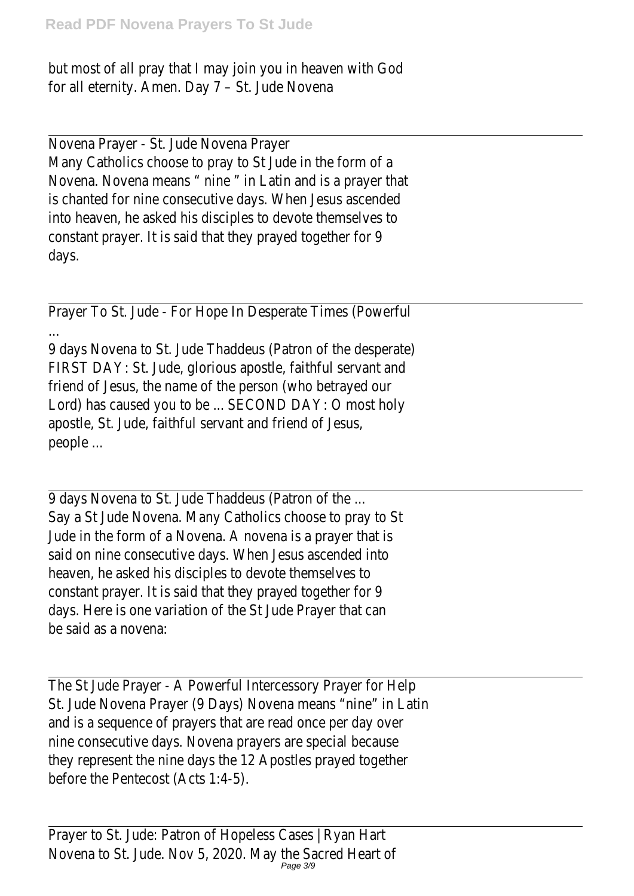but most of all pray that I may join you in heaven with God for all eternity. Amen. Day 7 – St. Jude Novena

Novena Prayer - St. Jude Novena Prayer
Many Catholics choose to pray to St Jude in the form of a Novena. Novena means " nine " in Latin and is a prayer that is chanted for nine consecutive days. When Jesus ascended into heaven, he asked his disciples to devote themselves to constant prayer. It is said that they prayed together for 9 days.

Prayer To St. Jude - For Hope In Desperate Times (Powerful ...
9 days Novena to St. Jude Thaddeus (Patron of the desperate) FIRST DAY: St. Jude, glorious apostle, faithful servant and friend of Jesus, the name of the person (who betrayed our Lord) has caused you to be ... SECOND DAY: O most holy apostle, St. Jude, faithful servant and friend of Jesus, people ...

9 days Novena to St. Jude Thaddeus (Patron of the ...
Say a St Jude Novena. Many Catholics choose to pray to St Jude in the form of a Novena. A novena is a prayer that is said on nine consecutive days. When Jesus ascended into heaven, he asked his disciples to devote themselves to constant prayer. It is said that they prayed together for 9 days. Here is one variation of the St Jude Prayer that can be said as a novena:

The St Jude Prayer - A Powerful Intercessory Prayer for Help
St. Jude Novena Prayer (9 Days) Novena means "nine" in Latin and is a sequence of prayers that are read once per day over nine consecutive days. Novena prayers are special because they represent the nine days the 12 Apostles prayed together before the Pentecost (Acts 1:4-5).

Prayer to St. Jude: Patron of Hopeless Cases | Ryan Hart
Novena to St. Jude. Nov 5, 2020. May the Sacred Heart of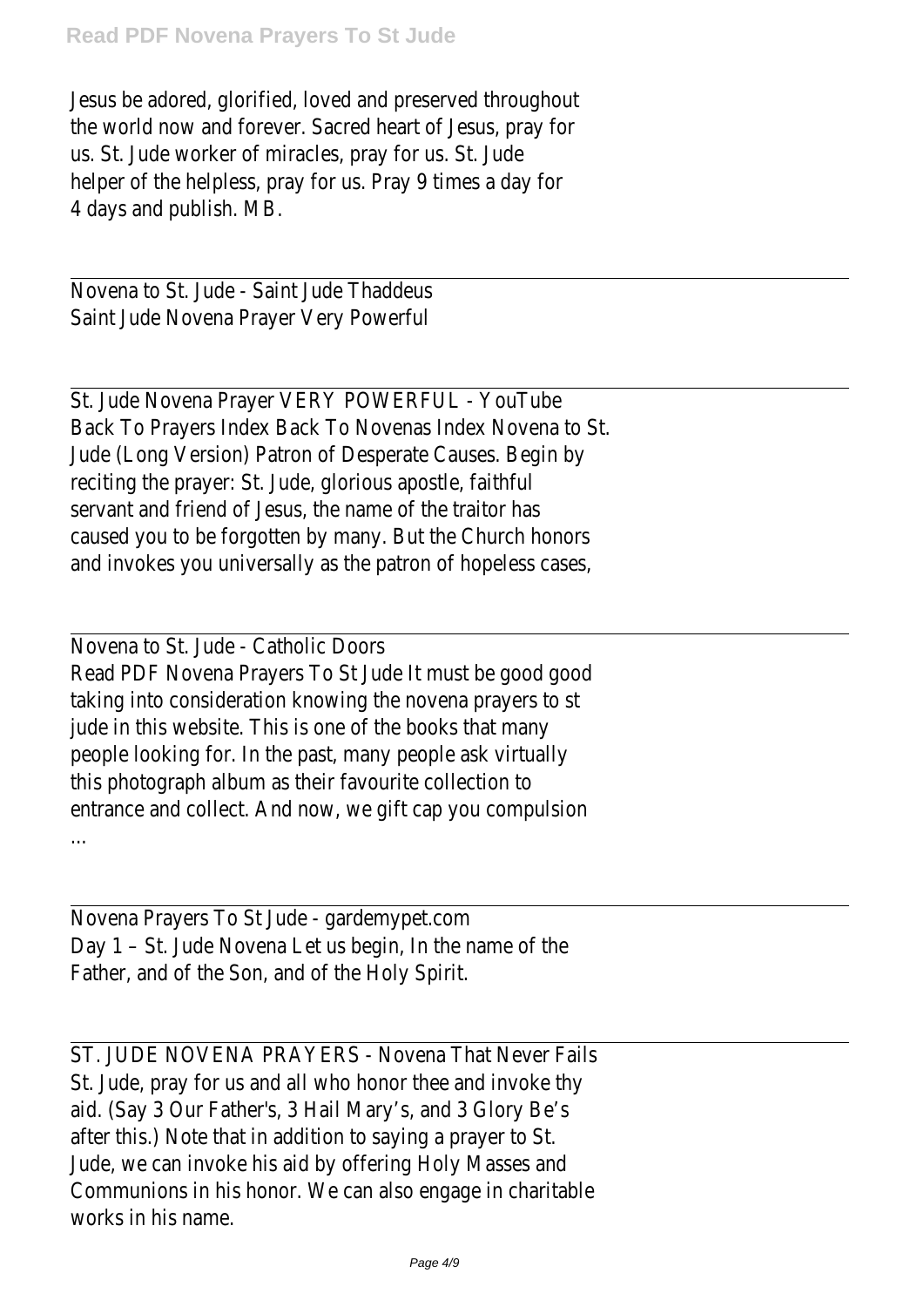Jesus be adored, glorified, loved and preserved throughout the world now and forever. Sacred heart of Jesus, pray for us. St. Jude worker of miracles, pray for us. St. Jude helper of the helpless, pray for us. Pray 9 times a day for 4 days and publish. MB.

---

Novena to St. Jude - Saint Jude Thaddeus
Saint Jude Novena Prayer Very Powerful

---

St. Jude Novena Prayer VERY POWERFUL - YouTube
Back To Prayers Index Back To Novenas Index Novena to St. Jude (Long Version) Patron of Desperate Causes. Begin by reciting the prayer: St. Jude, glorious apostle, faithful servant and friend of Jesus, the name of the traitor has caused you to be forgotten by many. But the Church honors and invokes you universally as the patron of hopeless cases,

---

Novena to St. Jude - Catholic Doors
Read PDF Novena Prayers To St Jude It must be good good taking into consideration knowing the novena prayers to st jude in this website. This is one of the books that many people looking for. In the past, many people ask virtually this photograph album as their favourite collection to entrance and collect. And now, we gift cap you compulsion ...

---

Novena Prayers To St Jude - gardemypet.com
Day 1 – St. Jude Novena Let us begin, In the name of the Father, and of the Son, and of the Holy Spirit.

---

ST. JUDE NOVENA PRAYERS - Novena That Never Fails
St. Jude, pray for us and all who honor thee and invoke thy aid. (Say 3 Our Father's, 3 Hail Mary's, and 3 Glory Be's after this.) Note that in addition to saying a prayer to St. Jude, we can invoke his aid by offering Holy Masses and Communions in his honor. We can also engage in charitable works in his name.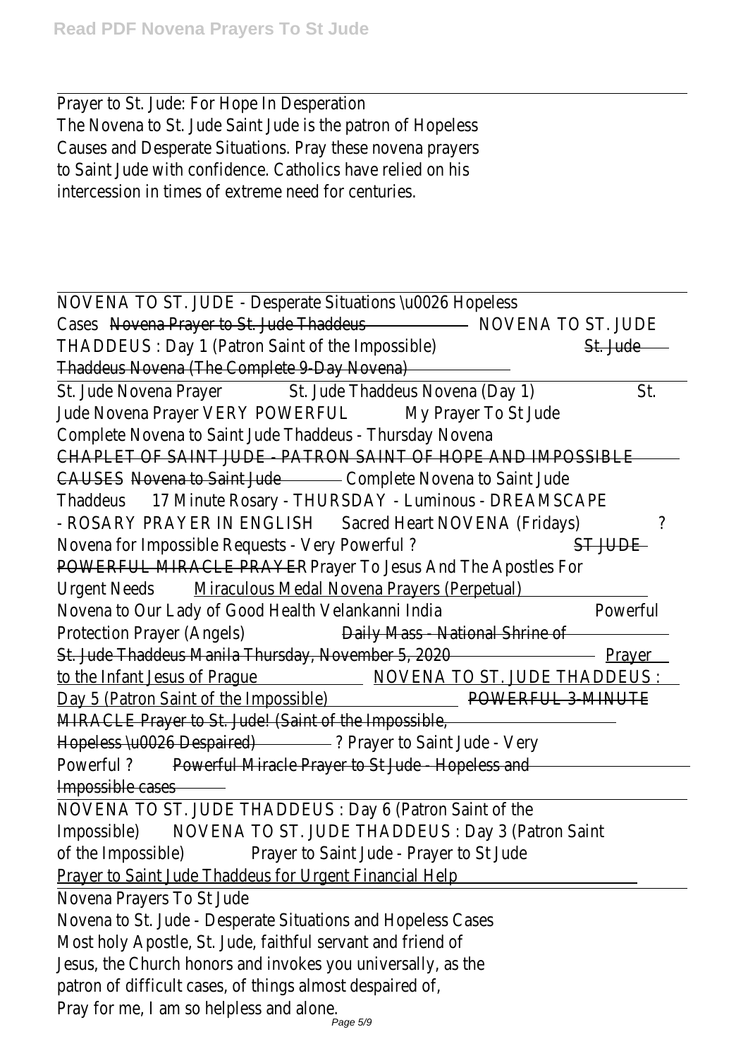Prayer to St. Jude: For Hope In Desperation
The Novena to St. Jude Saint Jude is the patron of Hopeless Causes and Desperate Situations. Pray these novena prayers to Saint Jude with confidence. Catholics have relied on his intercession in times of extreme need for centuries.

---

NOVENA TO ST. JUDE - Desperate Situations \u0026 Hopeless Cases ~~Novena Prayer to St. Jude Thaddeus~~ NOVENA TO ST. JUDE THADDEUS : Day 1 (Patron Saint of the Impossible) ~~St. Jude Thaddeus Novena (The Complete 9-Day Novena)~~

St. Jude Novena Prayer St. Jude Thaddeus Novena (Day 1) St. Jude Novena Prayer VERY POWERFUL My Prayer To St Jude Complete Novena to Saint Jude Thaddeus - Thursday Novena ~~CHAPLET OF SAINT JUDE - PATRON SAINT OF HOPE AND IMPOSSIBLE CAUSES~~ ~~Novena to Saint Jude~~ Complete Novena to Saint Jude Thaddeus 17 Minute Rosary - THURSDAY - Luminous - DREAMSCAPE - ROSARY PRAYER IN ENGLISH Sacred Heart NOVENA (Fridays) ? Novena for Impossible Requests - Very Powerful ? ~~ST JUDE POWERFUL MIRACLE PRAYER~~ Prayer To Jesus And The Apostles For Urgent Needs Miraculous Medal Novena Prayers (Perpetual) Novena to Our Lady of Good Health Velankanni India Powerful Protection Prayer (Angels) ~~Daily Mass - National Shrine of St. Jude Thaddeus Manila Thursday, November 5, 2020~~ Prayer to the Infant Jesus of Prague NOVENA TO ST. JUDE THADDEUS : Day 5 (Patron Saint of the Impossible) ~~POWERFUL 3-MINUTE MIRACLE Prayer to St. Jude! (Saint of the Impossible, Hopeless \u0026 Despaired)~~ ? Prayer to Saint Jude - Very Powerful ? ~~Powerful Miracle Prayer to St Jude - Hopeless and Impossible cases~~

NOVENA TO ST. JUDE THADDEUS : Day 6 (Patron Saint of the Impossible) NOVENA TO ST. JUDE THADDEUS : Day 3 (Patron Saint of the Impossible) Prayer to Saint Jude - Prayer to St Jude Prayer to Saint Jude Thaddeus for Urgent Financial Help

Novena Prayers To St Jude
Novena to St. Jude - Desperate Situations and Hopeless Cases Most holy Apostle, St. Jude, faithful servant and friend of Jesus, the Church honors and invokes you universally, as the patron of difficult cases, of things almost despaired of, Pray for me, I am so helpless and alone.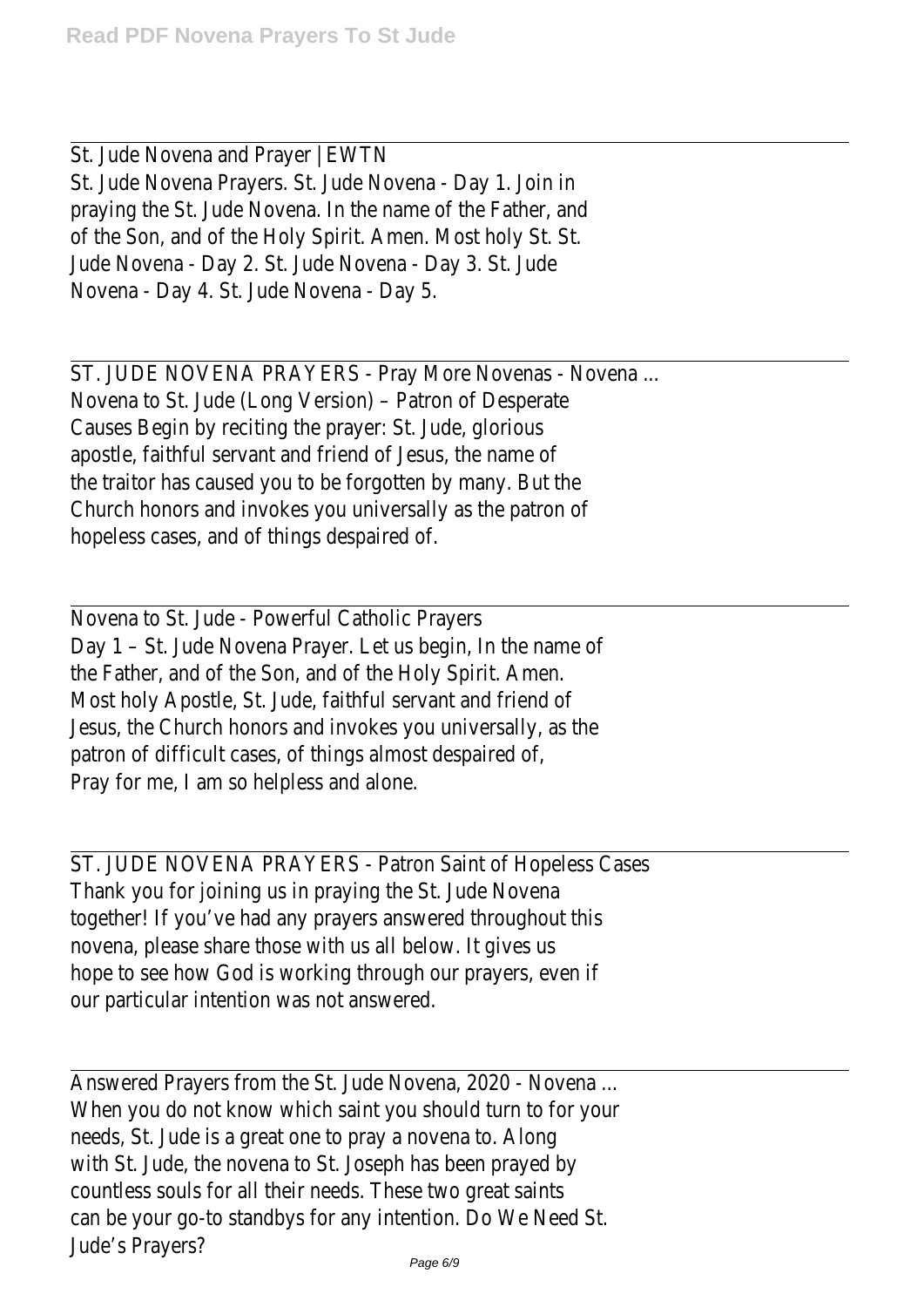St. Jude Novena and Prayer | EWTN
St. Jude Novena Prayers. St. Jude Novena - Day 1. Join in praying the St. Jude Novena. In the name of the Father, and of the Son, and of the Holy Spirit. Amen. Most holy St. St. Jude Novena - Day 2. St. Jude Novena - Day 3. St. Jude Novena - Day 4. St. Jude Novena - Day 5.

---

ST. JUDE NOVENA PRAYERS - Pray More Novenas - Novena ...
Novena to St. Jude (Long Version) – Patron of Desperate Causes Begin by reciting the prayer: St. Jude, glorious apostle, faithful servant and friend of Jesus, the name of the traitor has caused you to be forgotten by many. But the Church honors and invokes you universally as the patron of hopeless cases, and of things despaired of.

---

Novena to St. Jude - Powerful Catholic Prayers
Day 1 – St. Jude Novena Prayer. Let us begin, In the name of the Father, and of the Son, and of the Holy Spirit. Amen. Most holy Apostle, St. Jude, faithful servant and friend of Jesus, the Church honors and invokes you universally, as the patron of difficult cases, of things almost despaired of, Pray for me, I am so helpless and alone.

---

ST. JUDE NOVENA PRAYERS - Patron Saint of Hopeless Cases
Thank you for joining us in praying the St. Jude Novena together! If you've had any prayers answered throughout this novena, please share those with us all below. It gives us hope to see how God is working through our prayers, even if our particular intention was not answered.

---

Answered Prayers from the St. Jude Novena, 2020 - Novena ...
When you do not know which saint you should turn to for your needs, St. Jude is a great one to pray a novena to. Along with St. Jude, the novena to St. Joseph has been prayed by countless souls for all their needs. These two great saints can be your go-to standbys for any intention. Do We Need St. Jude's Prayers?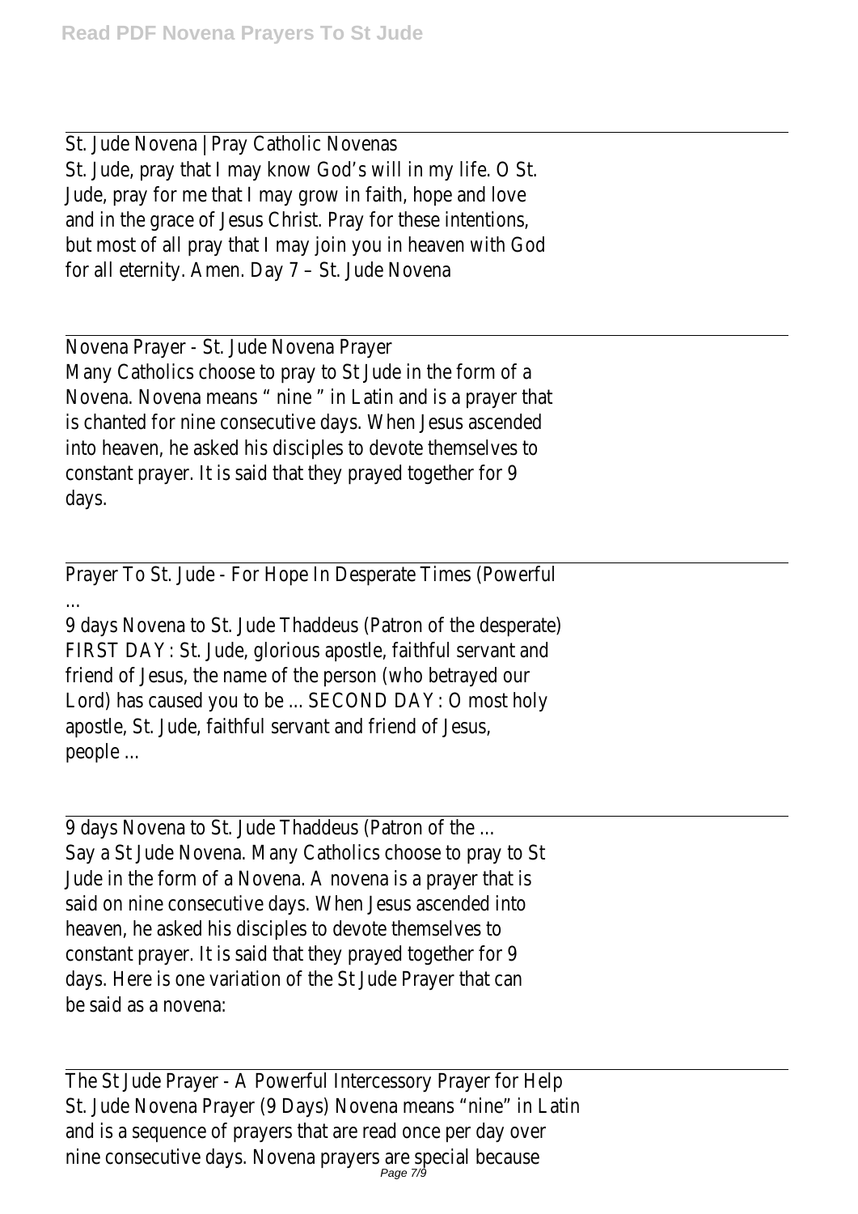St. Jude Novena | Pray Catholic Novenas

St. Jude, pray that I may know God's will in my life. O St. Jude, pray for me that I may grow in faith, hope and love and in the grace of Jesus Christ. Pray for these intentions, but most of all pray that I may join you in heaven with God for all eternity. Amen. Day 7 – St. Jude Novena

Novena Prayer - St. Jude Novena Prayer

Many Catholics choose to pray to St Jude in the form of a Novena. Novena means " nine " in Latin and is a prayer that is chanted for nine consecutive days. When Jesus ascended into heaven, he asked his disciples to devote themselves to constant prayer. It is said that they prayed together for 9 days.

Prayer To St. Jude - For Hope In Desperate Times (Powerful ...

9 days Novena to St. Jude Thaddeus (Patron of the desperate) FIRST DAY: St. Jude, glorious apostle, faithful servant and friend of Jesus, the name of the person (who betrayed our Lord) has caused you to be ... SECOND DAY: O most holy apostle, St. Jude, faithful servant and friend of Jesus, people ...

9 days Novena to St. Jude Thaddeus (Patron of the ...

Say a St Jude Novena. Many Catholics choose to pray to St Jude in the form of a Novena. A novena is a prayer that is said on nine consecutive days. When Jesus ascended into heaven, he asked his disciples to devote themselves to constant prayer. It is said that they prayed together for 9 days. Here is one variation of the St Jude Prayer that can be said as a novena:

The St Jude Prayer - A Powerful Intercessory Prayer for Help

St. Jude Novena Prayer (9 Days) Novena means "nine" in Latin and is a sequence of prayers that are read once per day over nine consecutive days. Novena prayers are special because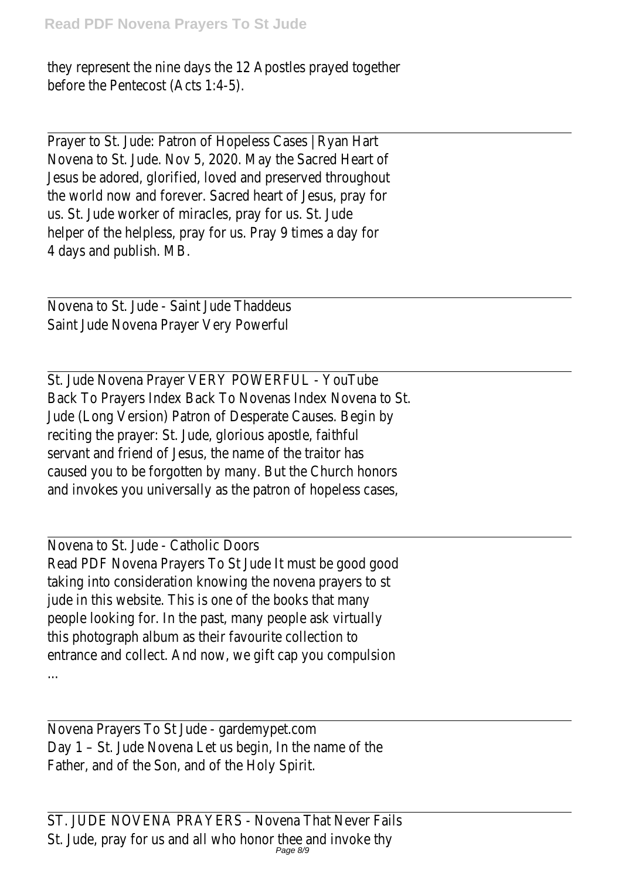they represent the nine days the 12 Apostles prayed together before the Pentecost (Acts 1:4-5).

---

Prayer to St. Jude: Patron of Hopeless Cases | Ryan Hart
Novena to St. Jude. Nov 5, 2020. May the Sacred Heart of Jesus be adored, glorified, loved and preserved throughout the world now and forever. Sacred heart of Jesus, pray for us. St. Jude worker of miracles, pray for us. St. Jude helper of the helpless, pray for us. Pray 9 times a day for 4 days and publish. MB.

---

Novena to St. Jude - Saint Jude Thaddeus
Saint Jude Novena Prayer Very Powerful

---

St. Jude Novena Prayer VERY POWERFUL - YouTube
Back To Prayers Index Back To Novenas Index Novena to St. Jude (Long Version) Patron of Desperate Causes. Begin by reciting the prayer: St. Jude, glorious apostle, faithful servant and friend of Jesus, the name of the traitor has caused you to be forgotten by many. But the Church honors and invokes you universally as the patron of hopeless cases,

---

Novena to St. Jude - Catholic Doors
Read PDF Novena Prayers To St Jude It must be good good taking into consideration knowing the novena prayers to st jude in this website. This is one of the books that many people looking for. In the past, many people ask virtually this photograph album as their favourite collection to entrance and collect. And now, we gift cap you compulsion ...

---

Novena Prayers To St Jude - gardemypet.com
Day 1 – St. Jude Novena Let us begin, In the name of the Father, and of the Son, and of the Holy Spirit.

---

ST. JUDE NOVENA PRAYERS - Novena That Never Fails
St. Jude, pray for us and all who honor thee and invoke thy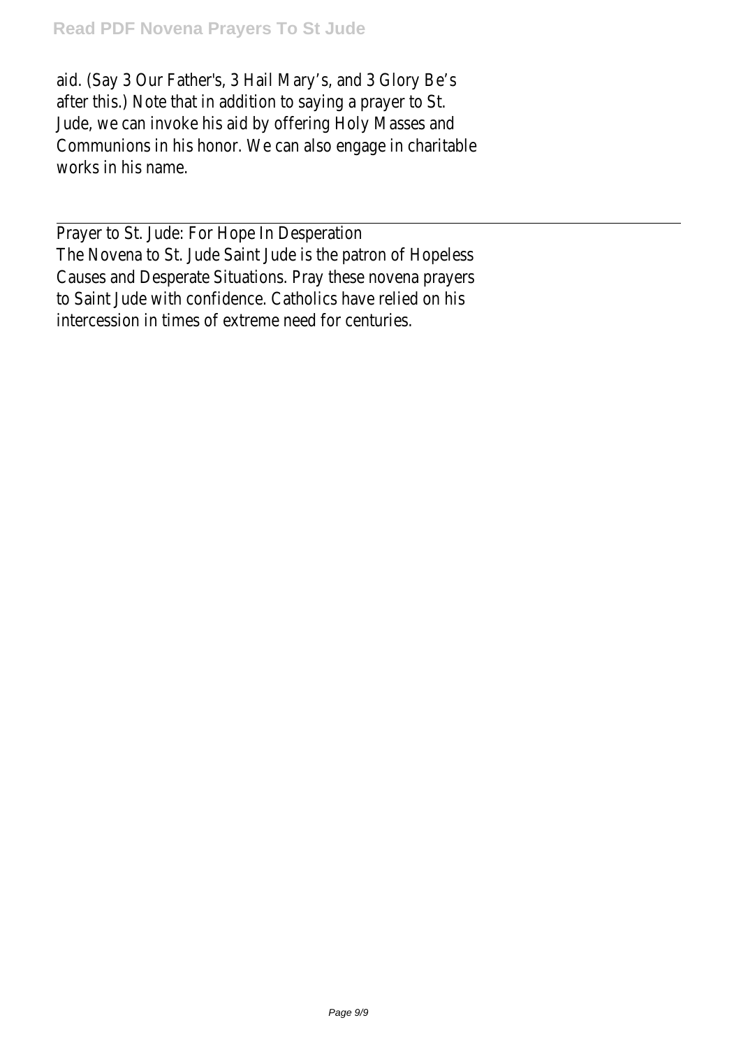aid. (Say 3 Our Father's, 3 Hail Mary's, and 3 Glory Be's after this.) Note that in addition to saying a prayer to St. Jude, we can invoke his aid by offering Holy Masses and Communions in his honor. We can also engage in charitable works in his name.

---

Prayer to St. Jude: For Hope In Desperation
The Novena to St. Jude Saint Jude is the patron of Hopeless Causes and Desperate Situations. Pray these novena prayers to Saint Jude with confidence. Catholics have relied on his intercession in times of extreme need for centuries.